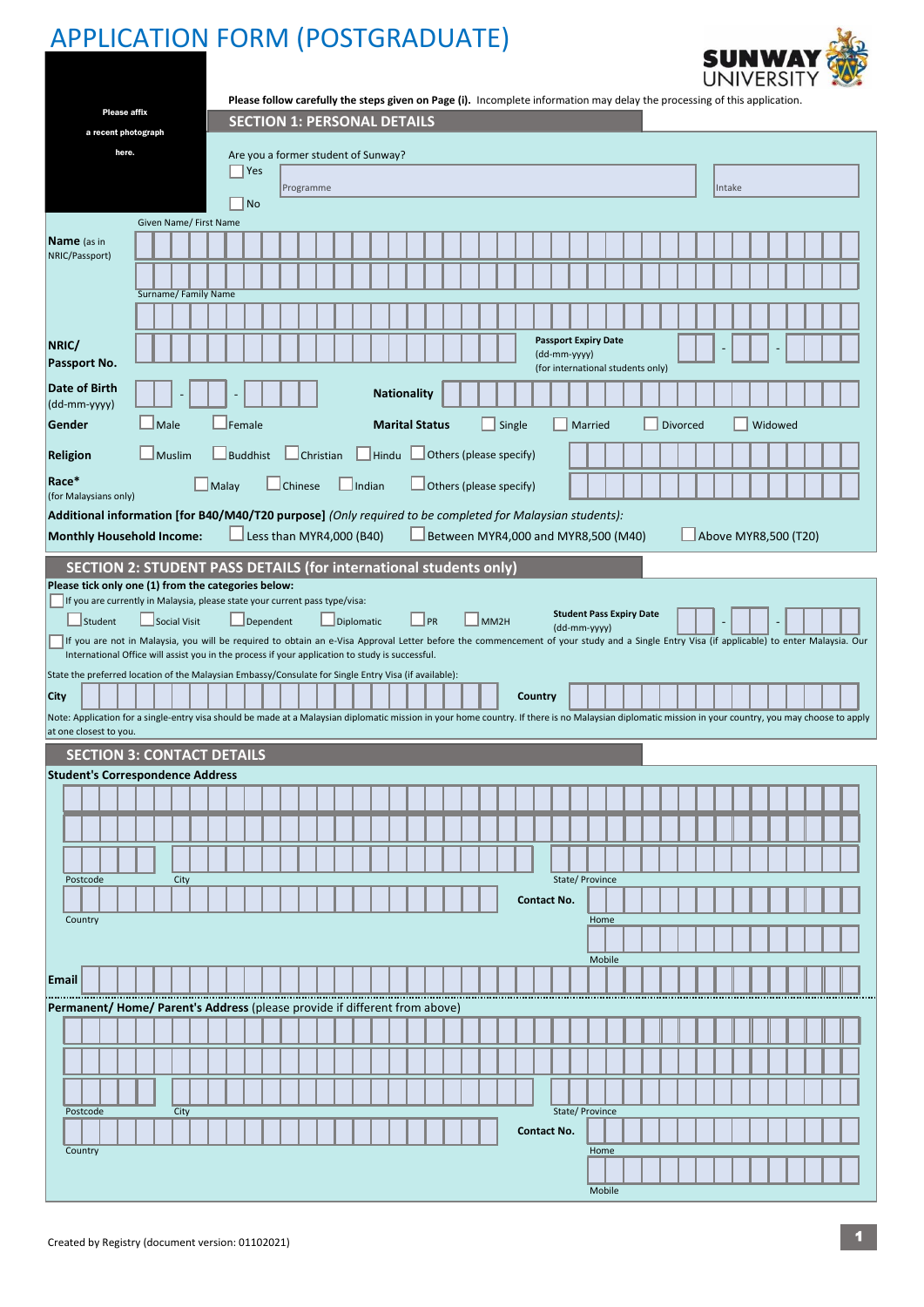# APPLICATION FORM (POSTGRADUATE)

SUNWAY UNIVERSITY

Please affix a recent photograph here.

**Please follow carefully the steps given on Page (i).** Incomplete information may delay the processing of this application.

## SECTION 1: PERSONAL DETAILS

Are you a former student of Sunway?

☐ Yes Programme Intake

☐ No

**Name** (as in NRIC/Passport)

Given Name/ First Name

Surname/ Family Name

**NRIC/ Passport No.**

**Passport Expiry Date** (dd-mm-yyyy) (for international students only) - -

**Date of Birth** (dd-mm-yyyy) - -

**Nationality**

**Gender** ☐ Male ☐ Female

**Marital Status** ☐ Single ☐ Married ☐ Divorced ☐ Widowed

**Religion** ☐ Muslim ☐ Buddhist ☐ Christian ☐ Hindu ☐ Others (please specify)

**Race*** (for Malaysians only) ☐ Malay ☐ Chinese ☐ Indian ☐ Others (please specify)

**Additional information [for B40/M40/T20 purpose]** *(Only required to be completed for Malaysian students):*

**Monthly Household Income:** ☐ Less than MYR4,000 (B40) ☐ Between MYR4,000 and MYR8,500 (M40) ☐ Above MYR8,500 (T20)

## SECTION 2: STUDENT PASS DETAILS (for international students only)

**Please tick only one (1) from the categories below:**

☐ If you are currently in Malaysia, please state your current pass type/visa:

☐ Student ☐ Social Visit ☐ Dependent ☐ Diplomatic ☐ PR ☐ MM2H

**Student Pass Expiry Date** (dd-mm-yyyy) - -

☐ If you are not in Malaysia, you will be required to obtain an e-Visa Approval Letter before the commencement of your study and a Single Entry Visa (if applicable) to enter Malaysia. Our International Office will assist you in the process if your application to study is successful.

State the preferred location of the Malaysian Embassy/Consulate for Single Entry Visa (if available):

**City** **Country**

Note: Application for a single-entry visa should be made at a Malaysian diplomatic mission in your home country. If there is no Malaysian diplomatic mission in your country, you may choose to apply at one closest to you.

## SECTION 3: CONTACT DETAILS

**Student's Correspondence Address**

Postcode City State/ Province

Country

**Contact No.** Home Mobile

**Email**

**Permanent/ Home/ Parent's Address** (please provide if different from above)

Postcode City State/ Province

Country

**Contact No.** Home Mobile

Created by Registry (document version: 01102021)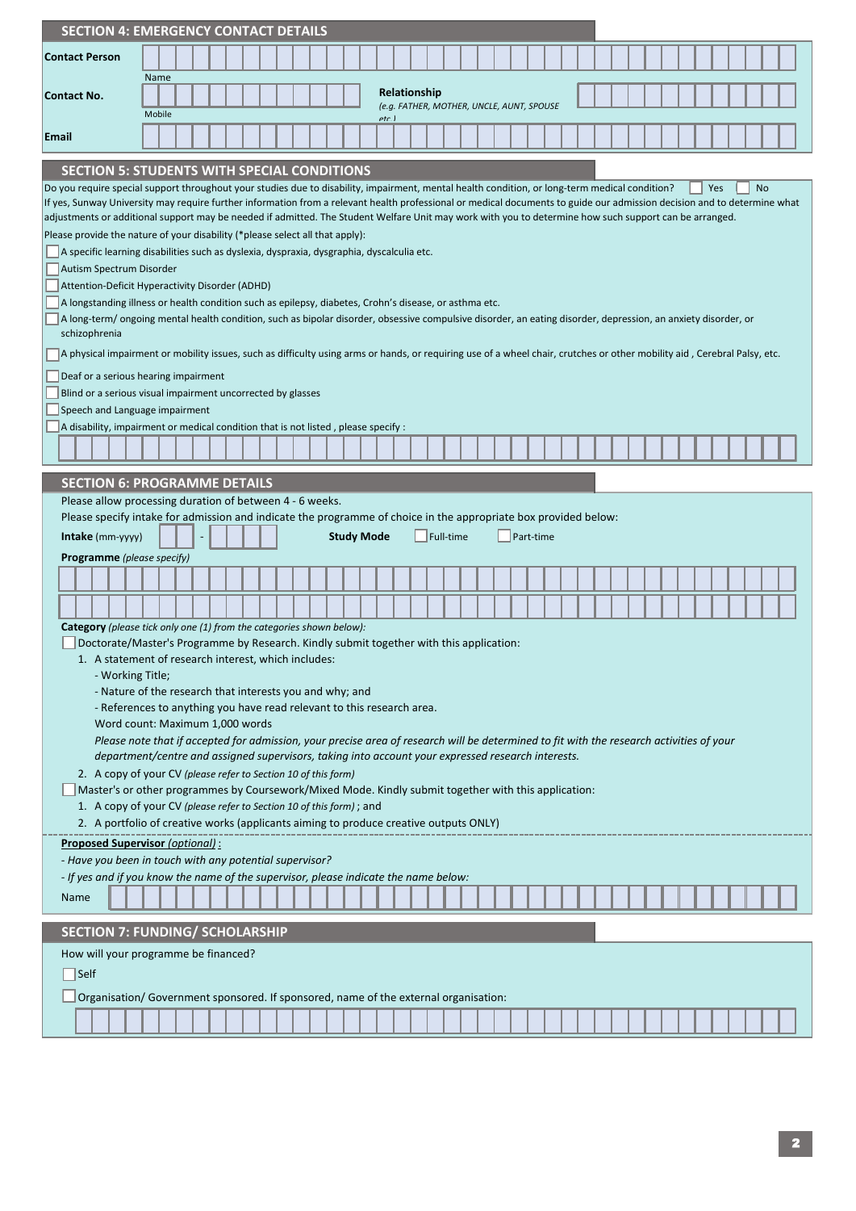## SECTION 4: EMERGENCY CONTACT DETAILS

**Contact Person**

Name

**Contact No.**

Mobile

**Relationship**
*(e.g. FATHER, MOTHER, UNCLE, AUNT, SPOUSE etc.)*

**Email**

## SECTION 5: STUDENTS WITH SPECIAL CONDITIONS

Do you require special support throughout your studies due to disability, impairment, mental health condition, or long-term medical condition? ☐ Yes ☐ No

If yes, Sunway University may require further information from a relevant health professional or medical documents to guide our admission decision and to determine what adjustments or additional support may be needed if admitted. The Student Welfare Unit may work with you to determine how such support can be arranged.

Please provide the nature of your disability (*please select all that apply):

- ☐ A specific learning disabilities such as dyslexia, dyspraxia, dysgraphia, dyscalculia etc.
- ☐ Autism Spectrum Disorder
- ☐ Attention-Deficit Hyperactivity Disorder (ADHD)
- ☐ A longstanding illness or health condition such as epilepsy, diabetes, Crohn's disease, or asthma etc.
- ☐ A long-term/ ongoing mental health condition, such as bipolar disorder, obsessive compulsive disorder, an eating disorder, depression, an anxiety disorder, or schizophrenia
- ☐ A physical impairment or mobility issues, such as difficulty using arms or hands, or requiring use of a wheel chair, crutches or other mobility aid , Cerebral Palsy, etc.
- ☐ Deaf or a serious hearing impairment
- ☐ Blind or a serious visual impairment uncorrected by glasses
- ☐ Speech and Language impairment
- ☐ A disability, impairment or medical condition that is not listed , please specify :

## SECTION 6: PROGRAMME DETAILS

Please allow processing duration of between 4 - 6 weeks.

Please specify intake for admission and indicate the programme of choice in the appropriate box provided below:

**Intake** (mm-yyyy) __ - ____ **Study Mode** ☐ Full-time ☐ Part-time

**Programme** *(please specify)*

**Category** *(please tick only one (1) from the categories shown below):*

☐ Doctorate/Master's Programme by Research. Kindly submit together with this application:

1. A statement of research interest, which includes:
   - Working Title;
   - Nature of the research that interests you and why; and
   - References to anything you have read relevant to this research area.

   Word count: Maximum 1,000 words

   *Please note that if accepted for admission, your precise area of research will be determined to fit with the research activities of your department/centre and assigned supervisors, taking into account your expressed research interests.*
2. A copy of your CV *(please refer to Section 10 of this form)*

☐ Master's or other programmes by Coursework/Mixed Mode. Kindly submit together with this application:

1. A copy of your CV *(please refer to Section 10 of this form)* ; and
2. A portfolio of creative works (applicants aiming to produce creative outputs ONLY)

**Proposed Supervisor** *(optional)* **:**

*- Have you been in touch with any potential supervisor?*

*- If yes and if you know the name of the supervisor, please indicate the name below:*

Name

## SECTION 7: FUNDING/ SCHOLARSHIP

How will your programme be financed?

☐ Self

☐ Organisation/ Government sponsored. If sponsored, name of the external organisation: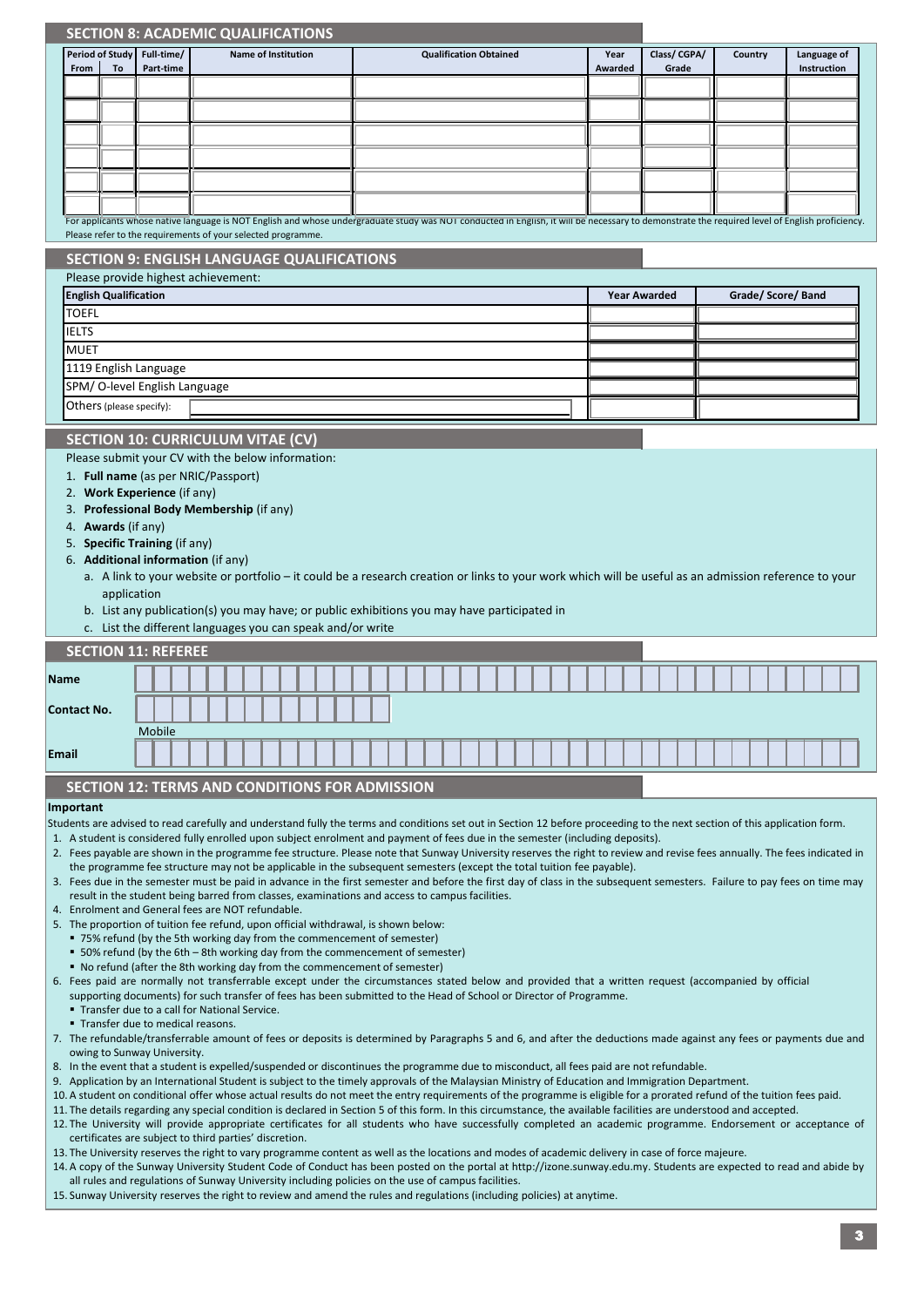## SECTION 8: ACADEMIC QUALIFICATIONS

| Period of Study | | Full-time/ Part-time | Name of Institution | Qualification Obtained | Year Awarded | Class/ CGPA/ Grade | Country | Language of Instruction |
|---|---|---|---|---|---|---|---|---|
| From | To | | | | | | | |
| | | | | | | | | |
| | | | | | | | | |
| | | | | | | | | |
| | | | | | | | | |
| | | | | | | | | |
| | | | | | | | | |

For applicants whose native language is NOT English and whose undergraduate study was NOT conducted in English, it will be necessary to demonstrate the required level of English proficiency. Please refer to the requirements of your selected programme.

## SECTION 9: ENGLISH LANGUAGE QUALIFICATIONS

Please provide highest achievement:

| English Qualification | Year Awarded | Grade/ Score/ Band |
|---|---|---|
| TOEFL | | |
| IELTS | | |
| MUET | | |
| 1119 English Language | | |
| SPM/ O-level English Language | | |
| Others (please specify): | | |

## SECTION 10: CURRICULUM VITAE (CV)

Please submit your CV with the below information:

1. **Full name** (as per NRIC/Passport)
2. **Work Experience** (if any)
3. **Professional Body Membership** (if any)
4. **Awards** (if any)
5. **Specific Training** (if any)
6. **Additional information** (if any)
   a. A link to your website or portfolio – it could be a research creation or links to your work which will be useful as an admission reference to your application
   b. List any publication(s) you may have; or public exhibitions you may have participated in
   c. List the different languages you can speak and/or write

## SECTION 11: REFEREE

**Name**

**Contact No.**

Mobile

**Email**

## SECTION 12: TERMS AND CONDITIONS FOR ADMISSION

**Important**

Students are advised to read carefully and understand fully the terms and conditions set out in Section 12 before proceeding to the next section of this application form.

1. A student is considered fully enrolled upon subject enrolment and payment of fees due in the semester (including deposits).
2. Fees payable are shown in the programme fee structure. Please note that Sunway University reserves the right to review and revise fees annually. The fees indicated in the programme fee structure may not be applicable in the subsequent semesters (except the total tuition fee payable).
3. Fees due in the semester must be paid in advance in the first semester and before the first day of class in the subsequent semesters. Failure to pay fees on time may result in the student being barred from classes, examinations and access to campus facilities.
4. Enrolment and General fees are NOT refundable.
5. The proportion of tuition fee refund, upon official withdrawal, is shown below:
   - 75% refund (by the 5th working day from the commencement of semester)
   - 50% refund (by the 6th – 8th working day from the commencement of semester)
   - No refund (after the 8th working day from the commencement of semester)
6. Fees paid are normally not transferrable except under the circumstances stated below and provided that a written request (accompanied by official supporting documents) for such transfer of fees has been submitted to the Head of School or Director of Programme.
   - Transfer due to a call for National Service.
   - Transfer due to medical reasons.
7. The refundable/transferrable amount of fees or deposits is determined by Paragraphs 5 and 6, and after the deductions made against any fees or payments due and owing to Sunway University.
8. In the event that a student is expelled/suspended or discontinues the programme due to misconduct, all fees paid are not refundable.
9. Application by an International Student is subject to the timely approvals of the Malaysian Ministry of Education and Immigration Department.
10. A student on conditional offer whose actual results do not meet the entry requirements of the programme is eligible for a prorated refund of the tuition fees paid.
11. The details regarding any special condition is declared in Section 5 of this form. In this circumstance, the available facilities are understood and accepted.
12. The University will provide appropriate certificates for all students who have successfully completed an academic programme. Endorsement or acceptance of certificates are subject to third parties' discretion.
13. The University reserves the right to vary programme content as well as the locations and modes of academic delivery in case of force majeure.
14. A copy of the Sunway University Student Code of Conduct has been posted on the portal at http://izone.sunway.edu.my. Students are expected to read and abide by all rules and regulations of Sunway University including policies on the use of campus facilities.
15. Sunway University reserves the right to review and amend the rules and regulations (including policies) at anytime.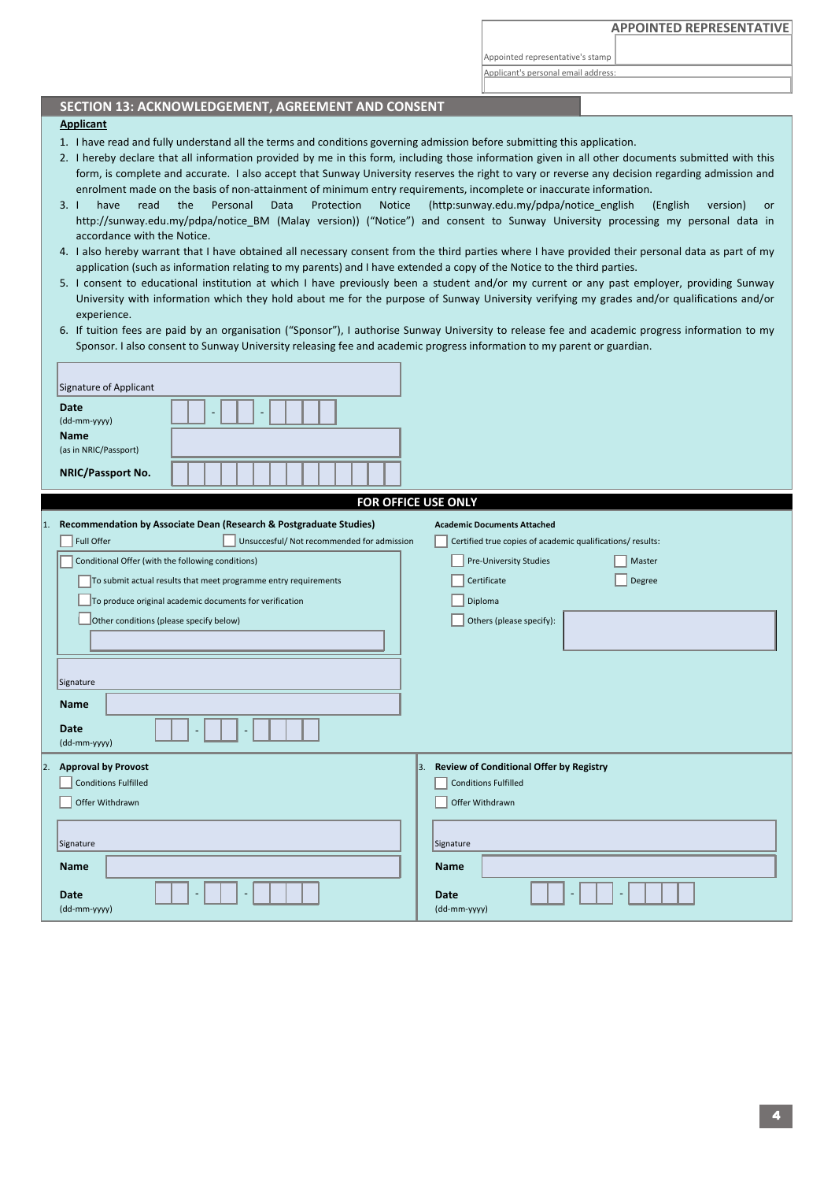**APPOINTED REPRESENTATIVE**

Appointed representative's stamp

Applicant's personal email address:

## SECTION 13: ACKNOWLEDGEMENT, AGREEMENT AND CONSENT

**Applicant**

1. I have read and fully understand all the terms and conditions governing admission before submitting this application.
2. I hereby declare that all information provided by me in this form, including those information given in all other documents submitted with this form, is complete and accurate. I also accept that Sunway University reserves the right to vary or reverse any decision regarding admission and enrolment made on the basis of non-attainment of minimum entry requirements, incomplete or inaccurate information.
3. I have read the Personal Data Protection Notice (http:sunway.edu.my/pdpa/notice_english (English version) or http://sunway.edu.my/pdpa/notice_BM (Malay version)) ("Notice") and consent to Sunway University processing my personal data in accordance with the Notice.
4. I also hereby warrant that I have obtained all necessary consent from the third parties where I have provided their personal data as part of my application (such as information relating to my parents) and I have extended a copy of the Notice to the third parties.
5. I consent to educational institution at which I have previously been a student and/or my current or any past employer, providing Sunway University with information which they hold about me for the purpose of Sunway University verifying my grades and/or qualifications and/or experience.
6. If tuition fees are paid by an organisation ("Sponsor"), I authorise Sunway University to release fee and academic progress information to my Sponsor. I also consent to Sunway University releasing fee and academic progress information to my parent or guardian.

Signature of Applicant

**Date** (dd-mm-yyyy) ☐☐ - ☐☐ - ☐☐☐☐

**Name** (as in NRIC/Passport)

**NRIC/Passport No.**

## FOR OFFICE USE ONLY

1. **Recommendation by Associate Dean (Research & Postgraduate Studies)**

- ☐ Full Offer
- ☐ Unsuccesful/ Not recommended for admission
- ☐ Conditional Offer (with the following conditions)
  - ☐ To submit actual results that meet programme entry requirements
  - ☐ To produce original academic documents for verification
  - ☐ Other conditions (please specify below)

Signature

**Name**

**Date** (dd-mm-yyyy) ☐☐ - ☐☐ - ☐☐☐☐

**Academic Documents Attached**

- ☐ Certified true copies of academic qualifications/ results:
  - ☐ Pre-University Studies
  - ☐ Master
  - ☐ Certificate
  - ☐ Degree
  - ☐ Diploma
  - ☐ Others (please specify):

2. **Approval by Provost**

- ☐ Conditions Fulfilled
- ☐ Offer Withdrawn

Signature

**Name**

**Date** (dd-mm-yyyy) ☐☐ - ☐☐ - ☐☐☐☐

3. **Review of Conditional Offer by Registry**

- ☐ Conditions Fulfilled
- ☐ Offer Withdrawn

Signature

**Name**

**Date** (dd-mm-yyyy) ☐☐ - ☐☐ - ☐☐☐☐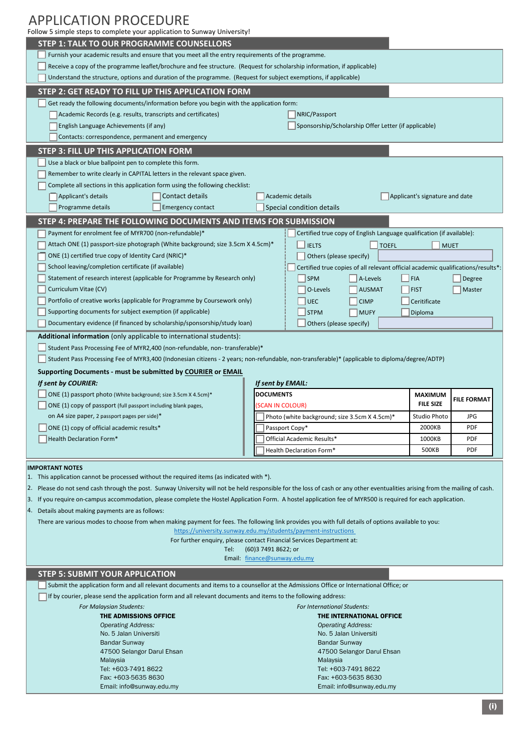# APPLICATION PROCEDURE

Follow 5 simple steps to complete your application to Sunway University!

## STEP 1: TALK TO OUR PROGRAMME COUNSELLORS

- ☐ Furnish your academic results and ensure that you meet all the entry requirements of the programme.
- ☐ Receive a copy of the programme leaflet/brochure and fee structure. (Request for scholarship information, if applicable)
- ☐ Understand the structure, options and duration of the programme. (Request for subject exemptions, if applicable)

## STEP 2: GET READY TO FILL UP THIS APPLICATION FORM

- ☐ Get ready the following documents/information before you begin with the application form:
  - ☐ Academic Records (e.g. results, transcripts and certificates)
  - ☐ NRIC/Passport
  - ☐ English Language Achievements (if any)
  - ☐ Sponsorship/Scholarship Offer Letter (if applicable)
  - ☐ Contacts: correspondence, permanent and emergency

## STEP 3: FILL UP THIS APPLICATION FORM

- ☐ Use a black or blue ballpoint pen to complete this form.
- ☐ Remember to write clearly in CAPITAL letters in the relevant space given.
- ☐ Complete all sections in this application form using the following checklist:
  - ☐ Applicant's details
  - ☐ Contact details
  - ☐ Academic details
  - ☐ Applicant's signature and date
  - ☐ Programme details
  - ☐ Emergency contact
  - ☐ Special condition details

## STEP 4: PREPARE THE FOLLOWING DOCUMENTS AND ITEMS FOR SUBMISSION

- ☐ Payment for enrolment fee of MYR700 (non-refundable)*
- ☐ Attach ONE (1) passport-size photograph (White background; size 3.5cm X 4.5cm)*
- ☐ ONE (1) certified true copy of Identity Card (NRIC)*
- ☐ School leaving/completion certificate (if available)
- ☐ Statement of research interest (applicable for Programme by Research only)
- ☐ Curriculum Vitae (CV)
- ☐ Portfolio of creative works (applicable for Programme by Coursework only)
- ☐ Supporting documents for subject exemption (if applicable)
- ☐ Documentary evidence (if financed by scholarship/sponsorship/study loan)
- ☐ Certified true copy of English Language qualification (if available):
  - ☐ IELTS ☐ TOEFL ☐ MUET
  - ☐ Others (please specify) ________
- ☐ Certified true copies of all relevant official academic qualifications/results*:
  - ☐ SPM ☐ A-Levels ☐ FIA ☐ Degree
  - ☐ O-Levels ☐ AUSMAT ☐ FIST ☐ Master
  - ☐ UEC ☐ CIMP ☐ Ceritificate
  - ☐ STPM ☐ MUFY ☐ Diploma
  - ☐ Others (please specify) ________

**Additional information** (only applicable to international students):

- ☐ Student Pass Processing Fee of MYR2,400 (non-refundable, non- transferable)*
- ☐ Student Pass Processing Fee of MYR3,400 (Indonesian citizens - 2 years; non-refundable, non-transferable)* (applicable to diploma/degree/ADTP)

**Supporting Documents - must be submitted by COURIER or EMAIL**

***If sent by COURIER:***

- ☐ ONE (1) passport photo (White background; size 3.5cm X 4.5cm)*
- ☐ ONE (1) copy of passport (full passport including blank pages, on A4 size paper, 2 passport pages per side)*
- ☐ ONE (1) copy of official academic results*
- ☐ Health Declaration Form*

***If sent by EMAIL:***

| DOCUMENTS (SCAN IN COLOUR) | MAXIMUM FILE SIZE | FILE FORMAT |
|---|---|---|
| ☐ Photo (white background; size 3.5cm X 4.5cm)* | Studio Photo | JPG |
| ☐ Passport Copy* | 2000KB | PDF |
| ☐ Official Academic Results* | 1000KB | PDF |
| ☐ Health Declaration Form* | 500KB | PDF |

**IMPORTANT NOTES**

1. This application cannot be processed without the required items (as indicated with *).
2. Please do not send cash through the post. Sunway University will not be held responsible for the loss of cash or any other eventualities arising from the mailing of cash.
3. If you require on-campus accommodation, please complete the Hostel Application Form. A hostel application fee of MYR500 is required for each application.
4. Details about making payments are as follows:

   There are various modes to choose from when making payment for fees. The following link provides you with full details of options available to you:
   https://university.sunway.edu.my/students/payment-instructions
   For further enquiry, please contact Financial Services Department at:
   Tel: (60)3 7491 8622; or
   Email: finance@sunway.edu.my

## STEP 5: SUBMIT YOUR APPLICATION

- ☐ Submit the application form and all relevant documents and items to a counsellor at the Admissions Office or International Office; or
- ☐ If by courier, please send the application form and all relevant documents and items to the following address:

*For Malaysian Students:*

**THE ADMISSIONS OFFICE**
*Operating Address:*
No. 5 Jalan Universiti
Bandar Sunway
47500 Selangor Darul Ehsan
Malaysia
Tel: +603-7491 8622
Fax: +603-5635 8630
Email: info@sunway.edu.my

*For International Students:*

**THE INTERNATIONAL OFFICE**
*Operating Address:*
No. 5 Jalan Universiti
Bandar Sunway
47500 Selangor Darul Ehsan
Malaysia
Tel: +603-7491 8622
Fax: +603-5635 8630
Email: info@sunway.edu.my